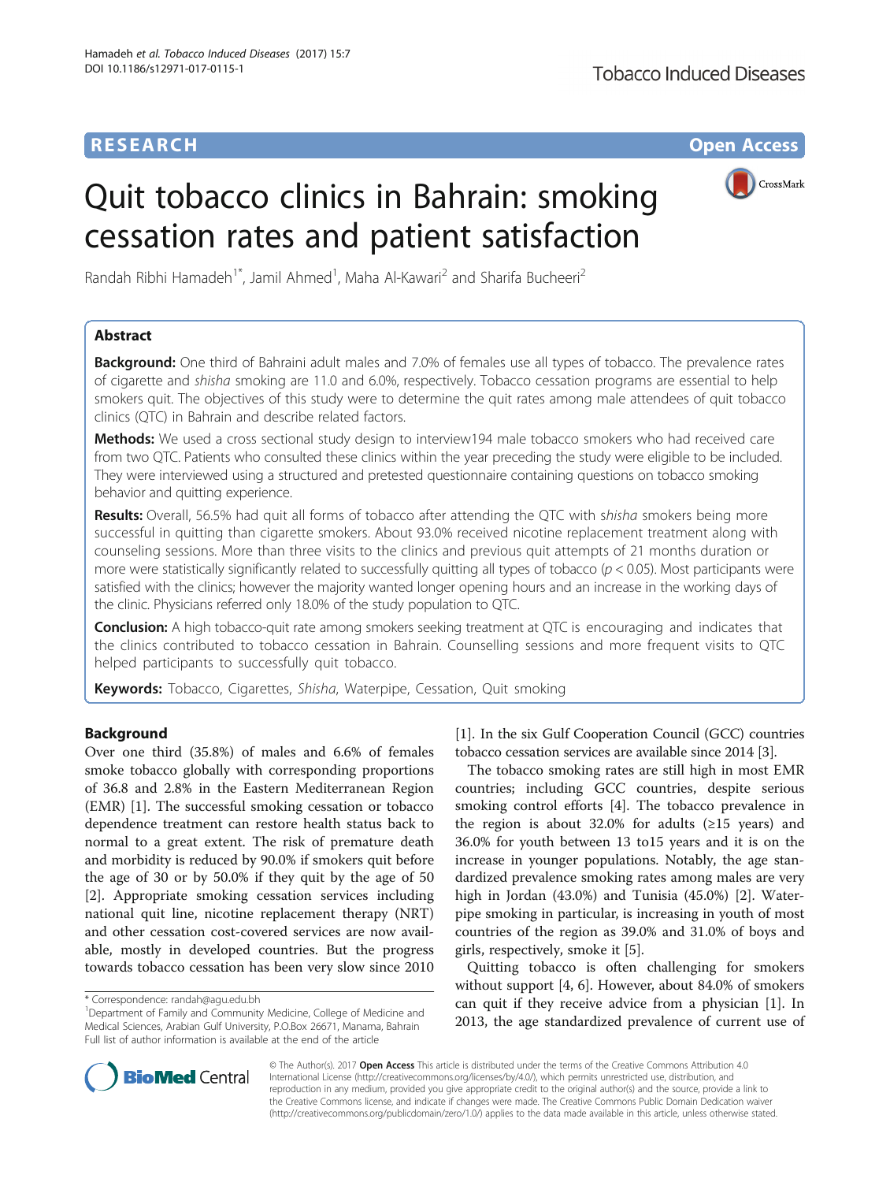RESEARCH Open Access

# Quit tobacco clinics in Bahrain: smoking cessation rates and patient satisfaction

Randah Ribhi Hamadeh[1*], Jamil Ahmed[1], Maha Al-Kawari[2] and Sharifa Bucheeri[2]

## Abstract

**Background:** One third of Bahraini adult males and 7.0% of females use all types of tobacco. The prevalence rates of cigarette and *shisha* smoking are 11.0 and 6.0%, respectively. Tobacco cessation programs are essential to help smokers quit. The objectives of this study were to determine the quit rates among male attendees of quit tobacco clinics (QTC) in Bahrain and describe related factors.

**Methods:** We used a cross sectional study design to interview194 male tobacco smokers who had received care from two QTC. Patients who consulted these clinics within the year preceding the study were eligible to be included. They were interviewed using a structured and pretested questionnaire containing questions on tobacco smoking behavior and quitting experience.

**Results:** Overall, 56.5% had quit all forms of tobacco after attending the QTC with *shisha* smokers being more successful in quitting than cigarette smokers. About 93.0% received nicotine replacement treatment along with counseling sessions. More than three visits to the clinics and previous quit attempts of 21 months duration or more were statistically significantly related to successfully quitting all types of tobacco ($p < 0.05$). Most participants were satisfied with the clinics; however the majority wanted longer opening hours and an increase in the working days of the clinic. Physicians referred only 18.0% of the study population to QTC.

**Conclusion:** A high tobacco-quit rate among smokers seeking treatment at QTC is encouraging and indicates that the clinics contributed to tobacco cessation in Bahrain. Counselling sessions and more frequent visits to QTC helped participants to successfully quit tobacco.

**Keywords:** Tobacco, Cigarettes, *Shisha*, Waterpipe, Cessation, Quit smoking

## Background

Over one third (35.8%) of males and 6.6% of females smoke tobacco globally with corresponding proportions of 36.8 and 2.8% in the Eastern Mediterranean Region (EMR) [1]. The successful smoking cessation or tobacco dependence treatment can restore health status back to normal to a great extent. The risk of premature death and morbidity is reduced by 90.0% if smokers quit before the age of 30 or by 50.0% if they quit by the age of 50 [2]. Appropriate smoking cessation services including national quit line, nicotine replacement therapy (NRT) and other cessation cost-covered services are now available, mostly in developed countries. But the progress towards tobacco cessation has been very slow since 2010 [1]. In the six Gulf Cooperation Council (GCC) countries tobacco cessation services are available since 2014 [3].

The tobacco smoking rates are still high in most EMR countries; including GCC countries, despite serious smoking control efforts [4]. The tobacco prevalence in the region is about 32.0% for adults (≥15 years) and 36.0% for youth between 13 to15 years and it is on the increase in younger populations. Notably, the age standardized prevalence smoking rates among males are very high in Jordan (43.0%) and Tunisia (45.0%) [2]. Waterpipe smoking in particular, is increasing in youth of most countries of the region as 39.0% and 31.0% of boys and girls, respectively, smoke it [5].

Quitting tobacco is often challenging for smokers without support [4, 6]. However, about 84.0% of smokers can quit if they receive advice from a physician [1]. In 2013, the age standardized prevalence of current use of

\* Correspondence: randah@agu.edu.bh
[1]Department of Family and Community Medicine, College of Medicine and Medical Sciences, Arabian Gulf University, P.O.Box 26671, Manama, Bahrain
Full list of author information is available at the end of the article

© The Author(s). 2017 **Open Access** This article is distributed under the terms of the Creative Commons Attribution 4.0 International License (http://creativecommons.org/licenses/by/4.0/), which permits unrestricted use, distribution, and reproduction in any medium, provided you give appropriate credit to the original author(s) and the source, provide a link to the Creative Commons license, and indicate if changes were made. The Creative Commons Public Domain Dedication waiver (http://creativecommons.org/publicdomain/zero/1.0/) applies to the data made available in this article, unless otherwise stated.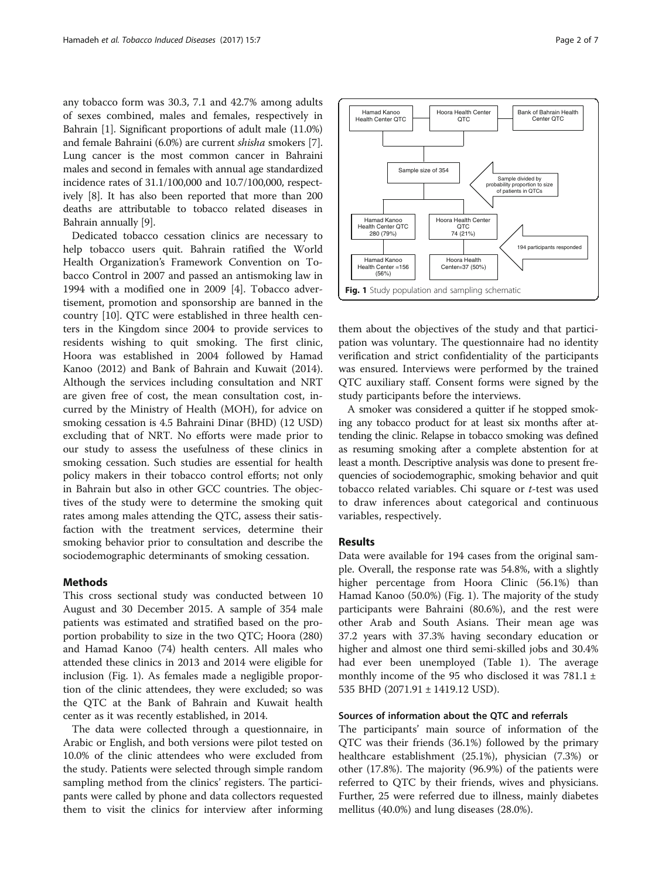any tobacco form was 30.3, 7.1 and 42.7% among adults of sexes combined, males and females, respectively in Bahrain [1]. Significant proportions of adult male (11.0%) and female Bahraini (6.0%) are current *shisha* smokers [7]. Lung cancer is the most common cancer in Bahraini males and second in females with annual age standardized incidence rates of 31.1/100,000 and 10.7/100,000, respectively [8]. It has also been reported that more than 200 deaths are attributable to tobacco related diseases in Bahrain annually [9].

Dedicated tobacco cessation clinics are necessary to help tobacco users quit. Bahrain ratified the World Health Organization's Framework Convention on Tobacco Control in 2007 and passed an antismoking law in 1994 with a modified one in 2009 [4]. Tobacco advertisement, promotion and sponsorship are banned in the country [10]. QTC were established in three health centers in the Kingdom since 2004 to provide services to residents wishing to quit smoking. The first clinic, Hoora was established in 2004 followed by Hamad Kanoo (2012) and Bank of Bahrain and Kuwait (2014). Although the services including consultation and NRT are given free of cost, the mean consultation cost, incurred by the Ministry of Health (MOH), for advice on smoking cessation is 4.5 Bahraini Dinar (BHD) (12 USD) excluding that of NRT. No efforts were made prior to our study to assess the usefulness of these clinics in smoking cessation. Such studies are essential for health policy makers in their tobacco control efforts; not only in Bahrain but also in other GCC countries. The objectives of the study were to determine the smoking quit rates among males attending the QTC, assess their satisfaction with the treatment services, determine their smoking behavior prior to consultation and describe the sociodemographic determinants of smoking cessation.

## Methods

This cross sectional study was conducted between 10 August and 30 December 2015. A sample of 354 male patients was estimated and stratified based on the proportion probability to size in the two QTC; Hoora (280) and Hamad Kanoo (74) health centers. All males who attended these clinics in 2013 and 2014 were eligible for inclusion (Fig. 1). As females made a negligible proportion of the clinic attendees, they were excluded; so was the QTC at the Bank of Bahrain and Kuwait health center as it was recently established, in 2014.

The data were collected through a questionnaire, in Arabic or English, and both versions were pilot tested on 10.0% of the clinic attendees who were excluded from the study. Patients were selected through simple random sampling method from the clinics' registers. The participants were called by phone and data collectors requested them to visit the clinics for interview after informing them about the objectives of the study and that participation was voluntary. The questionnaire had no identity verification and strict confidentiality of the participants was ensured. Interviews were performed by the trained QTC auxiliary staff. Consent forms were signed by the study participants before the interviews.

Hamad Kanoo Health Center QTC | Hoora Health Center QTC | Bank of Bahrain Health Center QTC

Sample size of 354

Sample divided by probability proportion to size of patients in QTCs

Hamad Kanoo Health Center QTC 280 (79%) | Hoora Health Center QTC 74 (21%)

194 participants responded

Hamad Kanoo Health Center =156 (56%) | Hoora Health Center=37 (50%)

**Fig. 1** Study population and sampling schematic

A smoker was considered a quitter if he stopped smoking any tobacco product for at least six months after attending the clinic. Relapse in tobacco smoking was defined as resuming smoking after a complete abstention for at least a month. Descriptive analysis was done to present frequencies of sociodemographic, smoking behavior and quit tobacco related variables. Chi square or *t*-test was used to draw inferences about categorical and continuous variables, respectively.

## Results

Data were available for 194 cases from the original sample. Overall, the response rate was 54.8%, with a slightly higher percentage from Hoora Clinic (56.1%) than Hamad Kanoo (50.0%) (Fig. 1). The majority of the study participants were Bahraini (80.6%), and the rest were other Arab and South Asians. Their mean age was 37.2 years with 37.3% having secondary education or higher and almost one third semi-skilled jobs and 30.4% had ever been unemployed (Table 1). The average monthly income of the 95 who disclosed it was 781.1 ± 535 BHD (2071.91 ± 1419.12 USD).

### Sources of information about the QTC and referrals

The participants' main source of information of the QTC was their friends (36.1%) followed by the primary healthcare establishment (25.1%), physician (7.3%) or other (17.8%). The majority (96.9%) of the patients were referred to QTC by their friends, wives and physicians. Further, 25 were referred due to illness, mainly diabetes mellitus (40.0%) and lung diseases (28.0%).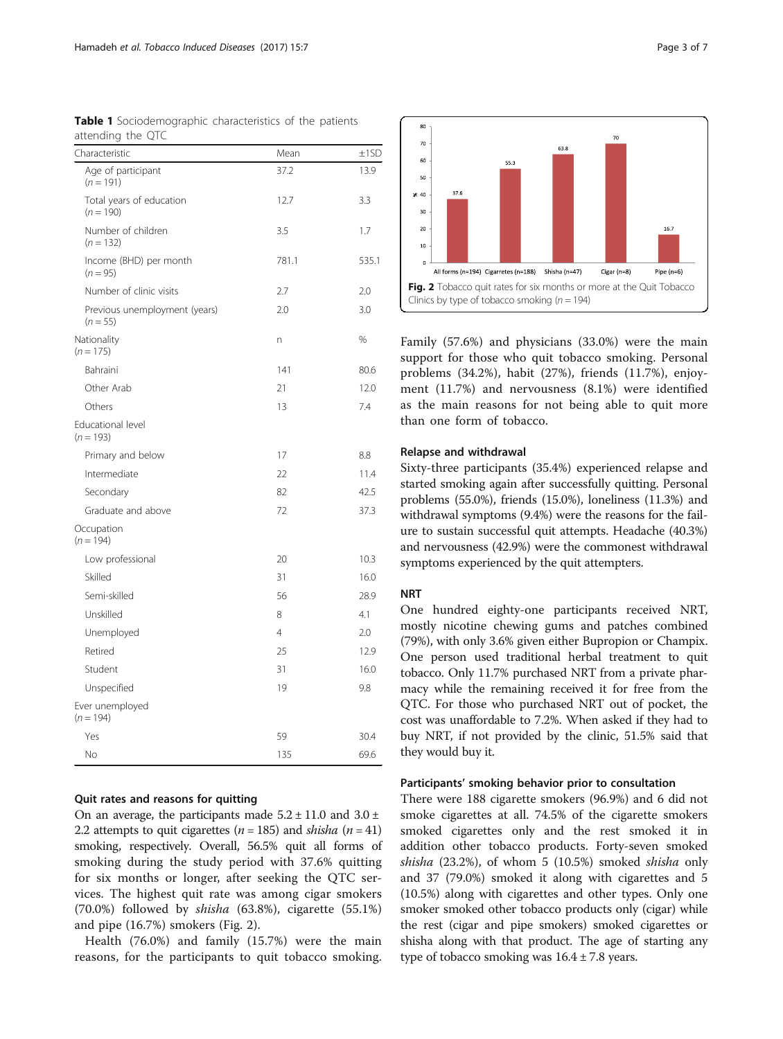**Table 1** Sociodemographic characteristics of the patients attending the QTC

| Characteristic | Mean | ±1SD |
|---|---|---|
| Age of participant ($n = 191$) | 37.2 | 13.9 |
| Total years of education ($n = 190$) | 12.7 | 3.3 |
| Number of children ($n = 132$) | 3.5 | 1.7 |
| Income (BHD) per month ($n = 95$) | 781.1 | 535.1 |
| Number of clinic visits | 2.7 | 2.0 |
| Previous unemployment (years) ($n = 55$) | 2.0 | 3.0 |
| Nationality ($n = 175$) | n | % |
| Bahraini | 141 | 80.6 |
| Other Arab | 21 | 12.0 |
| Others | 13 | 7.4 |
| Educational level ($n = 193$) | | |
| Primary and below | 17 | 8.8 |
| Intermediate | 22 | 11.4 |
| Secondary | 82 | 42.5 |
| Graduate and above | 72 | 37.3 |
| Occupation ($n = 194$) | | |
| Low professional | 20 | 10.3 |
| Skilled | 31 | 16.0 |
| Semi-skilled | 56 | 28.9 |
| Unskilled | 8 | 4.1 |
| Unemployed | 4 | 2.0 |
| Retired | 25 | 12.9 |
| Student | 31 | 16.0 |
| Unspecified | 19 | 9.8 |
| Ever unemployed ($n = 194$) | | |
| Yes | 59 | 30.4 |
| No | 135 | 69.6 |

### Quit rates and reasons for quitting

On an average, the participants made $5.2 \pm 11.0$ and $3.0 \pm 2.2$ attempts to quit cigarettes ($n = 185$) and *shisha* ($n = 41$) smoking, respectively. Overall, 56.5% quit all forms of smoking during the study period with 37.6% quitting for six months or longer, after seeking the QTC services. The highest quit rate was among cigar smokers (70.0%) followed by *shisha* (63.8%), cigarette (55.1%) and pipe (16.7%) smokers (Fig. 2).

Health (76.0%) and family (15.7%) were the main reasons, for the participants to quit tobacco smoking. Family (57.6%) and physicians (33.0%) were the main support for those who quit tobacco smoking. Personal problems (34.2%), habit (27%), friends (11.7%), enjoyment (11.7%) and nervousness (8.1%) were identified as the main reasons for not being able to quit more than one form of tobacco.

**Fig. 2** Tobacco quit rates for six months or more at the Quit Tobacco Clinics by type of tobacco smoking ($n = 194$)

### Relapse and withdrawal

Sixty-three participants (35.4%) experienced relapse and started smoking again after successfully quitting. Personal problems (55.0%), friends (15.0%), loneliness (11.3%) and withdrawal symptoms (9.4%) were the reasons for the failure to sustain successful quit attempts. Headache (40.3%) and nervousness (42.9%) were the commonest withdrawal symptoms experienced by the quit attempters.

### NRT

One hundred eighty-one participants received NRT, mostly nicotine chewing gums and patches combined (79%), with only 3.6% given either Bupropion or Champix. One person used traditional herbal treatment to quit tobacco. Only 11.7% purchased NRT from a private pharmacy while the remaining received it for free from the QTC. For those who purchased NRT out of pocket, the cost was unaffordable to 7.2%. When asked if they had to buy NRT, if not provided by the clinic, 51.5% said that they would buy it.

### Participants' smoking behavior prior to consultation

There were 188 cigarette smokers (96.9%) and 6 did not smoke cigarettes at all. 74.5% of the cigarette smokers smoked cigarettes only and the rest smoked it in addition other tobacco products. Forty-seven smoked *shisha* (23.2%), of whom 5 (10.5%) smoked *shisha* only and 37 (79.0%) smoked it along with cigarettes and 5 (10.5%) along with cigarettes and other types. Only one smoker smoked other tobacco products only (cigar) while the rest (cigar and pipe smokers) smoked cigarettes or shisha along with that product. The age of starting any type of tobacco smoking was $16.4 \pm 7.8$ years.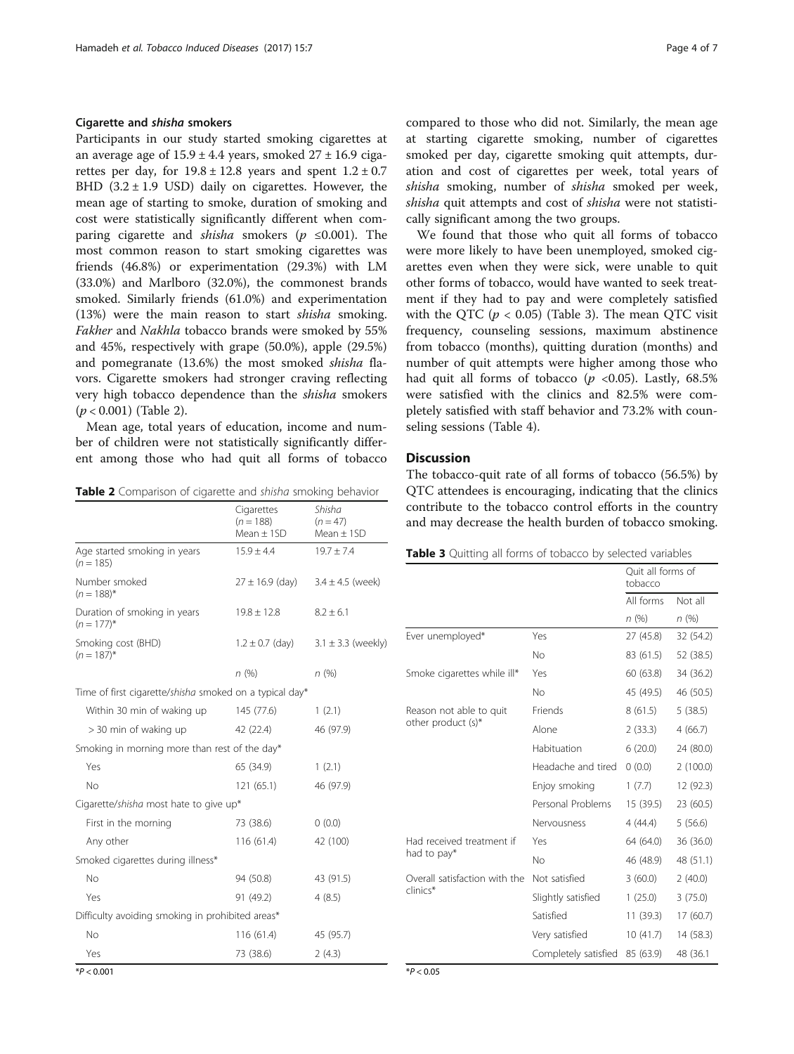### Cigarette and *shisha* smokers

Participants in our study started smoking cigarettes at an average age of $15.9 \pm 4.4$ years, smoked $27 \pm 16.9$ cigarettes per day, for $19.8 \pm 12.8$ years and spent $1.2 \pm 0.7$ BHD ($3.2 \pm 1.9$ USD) daily on cigarettes. However, the mean age of starting to smoke, duration of smoking and cost were statistically significantly different when comparing cigarette and *shisha* smokers ($p \leq 0.001$). The most common reason to start smoking cigarettes was friends (46.8%) or experimentation (29.3%) with LM (33.0%) and Marlboro (32.0%), the commonest brands smoked. Similarly friends (61.0%) and experimentation (13%) were the main reason to start *shisha* smoking. *Fakher* and *Nakhla* tobacco brands were smoked by 55% and 45%, respectively with grape (50.0%), apple (29.5%) and pomegranate (13.6%) the most smoked *shisha* flavors. Cigarette smokers had stronger craving reflecting very high tobacco dependence than the *shisha* smokers ($p < 0.001$) (Table 2).

Mean age, total years of education, income and number of children were not statistically significantly different among those who had quit all forms of tobacco compared to those who did not. Similarly, the mean age at starting cigarette smoking, number of cigarettes smoked per day, cigarette smoking quit attempts, duration and cost of cigarettes per week, total years of *shisha* smoking, number of *shisha* smoked per week, *shisha* quit attempts and cost of *shisha* were not statistically significant among the two groups.

We found that those who quit all forms of tobacco were more likely to have been unemployed, smoked cigarettes even when they were sick, were unable to quit other forms of tobacco, would have wanted to seek treatment if they had to pay and were completely satisfied with the QTC ($p < 0.05$) (Table 3). The mean QTC visit frequency, counseling sessions, maximum abstinence from tobacco (months), quitting duration (months) and number of quit attempts were higher among those who had quit all forms of tobacco ($p < 0.05$). Lastly, 68.5% were satisfied with the clinics and 82.5% were completely satisfied with staff behavior and 73.2% with counseling sessions (Table 4).

**Table 2** Comparison of cigarette and *shisha* smoking behavior

| | Cigarettes ($n = 188$) Mean ± 1SD | *Shisha* ($n = 47$) Mean ± 1SD |
|---|---|---|
| Age started smoking in years ($n = 185$) | 15.9 ± 4.4 | 19.7 ± 7.4 |
| Number smoked ($n = 188$)* | 27 ± 16.9 (day) | 3.4 ± 4.5 (week) |
| Duration of smoking in years ($n = 177$)* | 19.8 ± 12.8 | 8.2 ± 6.1 |
| Smoking cost (BHD) ($n = 187$)* | 1.2 ± 0.7 (day) | 3.1 ± 3.3 (weekly) |
| | *n* (%) | *n* (%) |
| Time of first cigarette/*shisha* smoked on a typical day* | | |
| Within 30 min of waking up | 145 (77.6) | 1 (2.1) |
| > 30 min of waking up | 42 (22.4) | 46 (97.9) |
| Smoking in morning more than rest of the day* | | |
| Yes | 65 (34.9) | 1 (2.1) |
| No | 121 (65.1) | 46 (97.9) |
| Cigarette/*shisha* most hate to give up* | | |
| First in the morning | 73 (38.6) | 0 (0.0) |
| Any other | 116 (61.4) | 42 (100) |
| Smoked cigarettes during illness* | | |
| No | 94 (50.8) | 43 (91.5) |
| Yes | 91 (49.2) | 4 (8.5) |
| Difficulty avoiding smoking in prohibited areas* | | |
| No | 116 (61.4) | 45 (95.7) |
| Yes | 73 (38.6) | 2 (4.3) |

*$P < 0.001$

## Discussion

The tobacco-quit rate of all forms of tobacco (56.5%) by QTC attendees is encouraging, indicating that the clinics contribute to the tobacco control efforts in the country and may decrease the health burden of tobacco smoking.

**Table 3** Quitting all forms of tobacco by selected variables

| | | Quit all forms of tobacco | |
|---|---|---|---|
| | | All forms | Not all |
| | | *n* (%) | *n* (%) |
| Ever unemployed* | Yes | 27 (45.8) | 32 (54.2) |
| | No | 83 (61.5) | 52 (38.5) |
| Smoke cigarettes while ill* | Yes | 60 (63.8) | 34 (36.2) |
| | No | 45 (49.5) | 46 (50.5) |
| Reason not able to quit other product (s)* | Friends | 8 (61.5) | 5 (38.5) |
| | Alone | 2 (33.3) | 4 (66.7) |
| | Habituation | 6 (20.0) | 24 (80.0) |
| | Headache and tired | 0 (0.0) | 2 (100.0) |
| | Enjoy smoking | 1 (7.7) | 12 (92.3) |
| | Personal Problems | 15 (39.5) | 23 (60.5) |
| | Nervousness | 4 (44.4) | 5 (56.6) |
| Had received treatment if had to pay* | Yes | 64 (64.0) | 36 (36.0) |
| | No | 46 (48.9) | 48 (51.1) |
| Overall satisfaction with the clinics* | Not satisfied | 3 (60.0) | 2 (40.0) |
| | Slightly satisfied | 1 (25.0) | 3 (75.0) |
| | Satisfied | 11 (39.3) | 17 (60.7) |
| | Very satisfied | 10 (41.7) | 14 (58.3) |
| | Completely satisfied | 85 (63.9) | 48 (36.1 |

*$P < 0.05$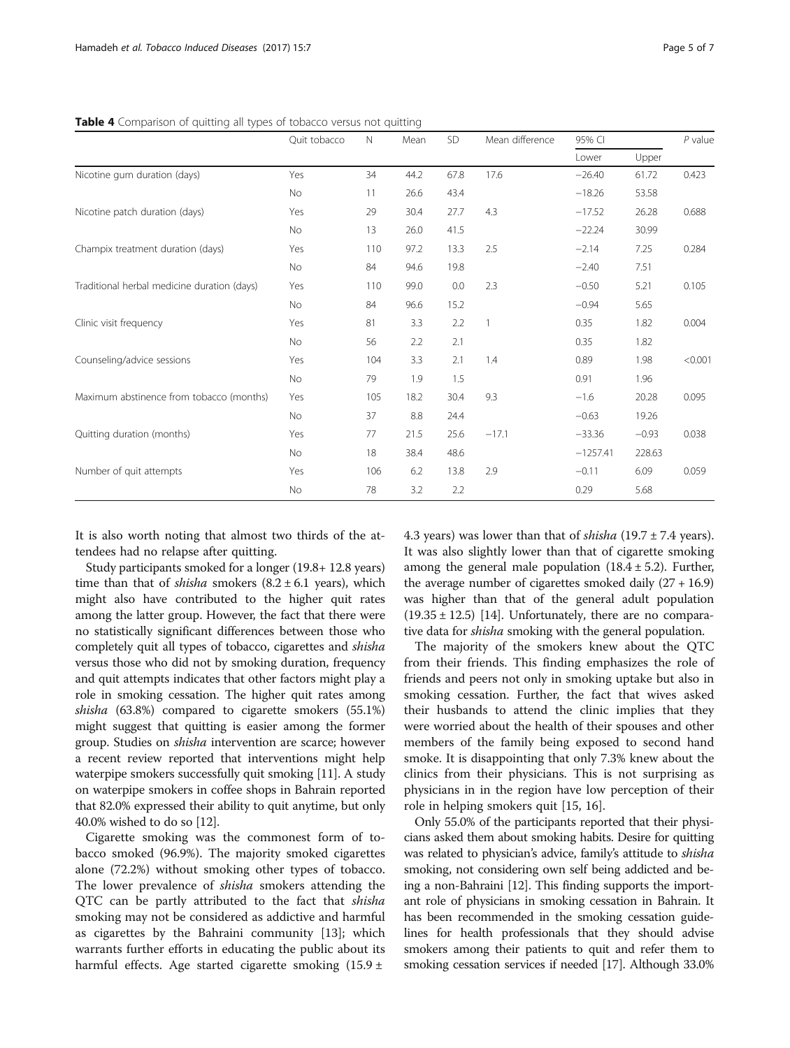**Table 4** Comparison of quitting all types of tobacco versus not quitting

| | Quit tobacco | N | Mean | SD | Mean difference | 95% CI | | *P* value |
|---|---|---|---|---|---|---|---|---|
| | | | | | | Lower | Upper | |
| Nicotine gum duration (days) | Yes | 34 | 44.2 | 67.8 | 17.6 | −26.40 | 61.72 | 0.423 |
| | No | 11 | 26.6 | 43.4 | | −18.26 | 53.58 | |
| Nicotine patch duration (days) | Yes | 29 | 30.4 | 27.7 | 4.3 | −17.52 | 26.28 | 0.688 |
| | No | 13 | 26.0 | 41.5 | | −22.24 | 30.99 | |
| Champix treatment duration (days) | Yes | 110 | 97.2 | 13.3 | 2.5 | −2.14 | 7.25 | 0.284 |
| | No | 84 | 94.6 | 19.8 | | −2.40 | 7.51 | |
| Traditional herbal medicine duration (days) | Yes | 110 | 99.0 | 0.0 | 2.3 | −0.50 | 5.21 | 0.105 |
| | No | 84 | 96.6 | 15.2 | | −0.94 | 5.65 | |
| Clinic visit frequency | Yes | 81 | 3.3 | 2.2 | 1 | 0.35 | 1.82 | 0.004 |
| | No | 56 | 2.2 | 2.1 | | 0.35 | 1.82 | |
| Counseling/advice sessions | Yes | 104 | 3.3 | 2.1 | 1.4 | 0.89 | 1.98 | <0.001 |
| | No | 79 | 1.9 | 1.5 | | 0.91 | 1.96 | |
| Maximum abstinence from tobacco (months) | Yes | 105 | 18.2 | 30.4 | 9.3 | −1.6 | 20.28 | 0.095 |
| | No | 37 | 8.8 | 24.4 | | −0.63 | 19.26 | |
| Quitting duration (months) | Yes | 77 | 21.5 | 25.6 | −17.1 | −33.36 | −0.93 | 0.038 |
| | No | 18 | 38.4 | 48.6 | | −1257.41 | 228.63 | |
| Number of quit attempts | Yes | 106 | 6.2 | 13.8 | 2.9 | −0.11 | 6.09 | 0.059 |
| | No | 78 | 3.2 | 2.2 | | 0.29 | 5.68 | |

It is also worth noting that almost two thirds of the attendees had no relapse after quitting.

Study participants smoked for a longer (19.8+ 12.8 years) time than that of *shisha* smokers (8.2 ± 6.1 years), which might also have contributed to the higher quit rates among the latter group. However, the fact that there were no statistically significant differences between those who completely quit all types of tobacco, cigarettes and *shisha* versus those who did not by smoking duration, frequency and quit attempts indicates that other factors might play a role in smoking cessation. The higher quit rates among *shisha* (63.8%) compared to cigarette smokers (55.1%) might suggest that quitting is easier among the former group. Studies on *shisha* intervention are scarce; however a recent review reported that interventions might help waterpipe smokers successfully quit smoking [11]. A study on waterpipe smokers in coffee shops in Bahrain reported that 82.0% expressed their ability to quit anytime, but only 40.0% wished to do so [12].

Cigarette smoking was the commonest form of tobacco smoked (96.9%). The majority smoked cigarettes alone (72.2%) without smoking other types of tobacco. The lower prevalence of *shisha* smokers attending the QTC can be partly attributed to the fact that *shisha* smoking may not be considered as addictive and harmful as cigarettes by the Bahraini community [13]; which warrants further efforts in educating the public about its harmful effects. Age started cigarette smoking (15.9 ± 4.3 years) was lower than that of *shisha* (19.7 ± 7.4 years). It was also slightly lower than that of cigarette smoking among the general male population (18.4 ± 5.2). Further, the average number of cigarettes smoked daily (27 + 16.9) was higher than that of the general adult population (19.35 ± 12.5) [14]. Unfortunately, there are no comparative data for *shisha* smoking with the general population.

The majority of the smokers knew about the QTC from their friends. This finding emphasizes the role of friends and peers not only in smoking uptake but also in smoking cessation. Further, the fact that wives asked their husbands to attend the clinic implies that they were worried about the health of their spouses and other members of the family being exposed to second hand smoke. It is disappointing that only 7.3% knew about the clinics from their physicians. This is not surprising as physicians in in the region have low perception of their role in helping smokers quit [15, 16].

Only 55.0% of the participants reported that their physicians asked them about smoking habits. Desire for quitting was related to physician's advice, family's attitude to *shisha* smoking, not considering own self being addicted and being a non-Bahraini [12]. This finding supports the important role of physicians in smoking cessation in Bahrain. It has been recommended in the smoking cessation guidelines for health professionals that they should advise smokers among their patients to quit and refer them to smoking cessation services if needed [17]. Although 33.0%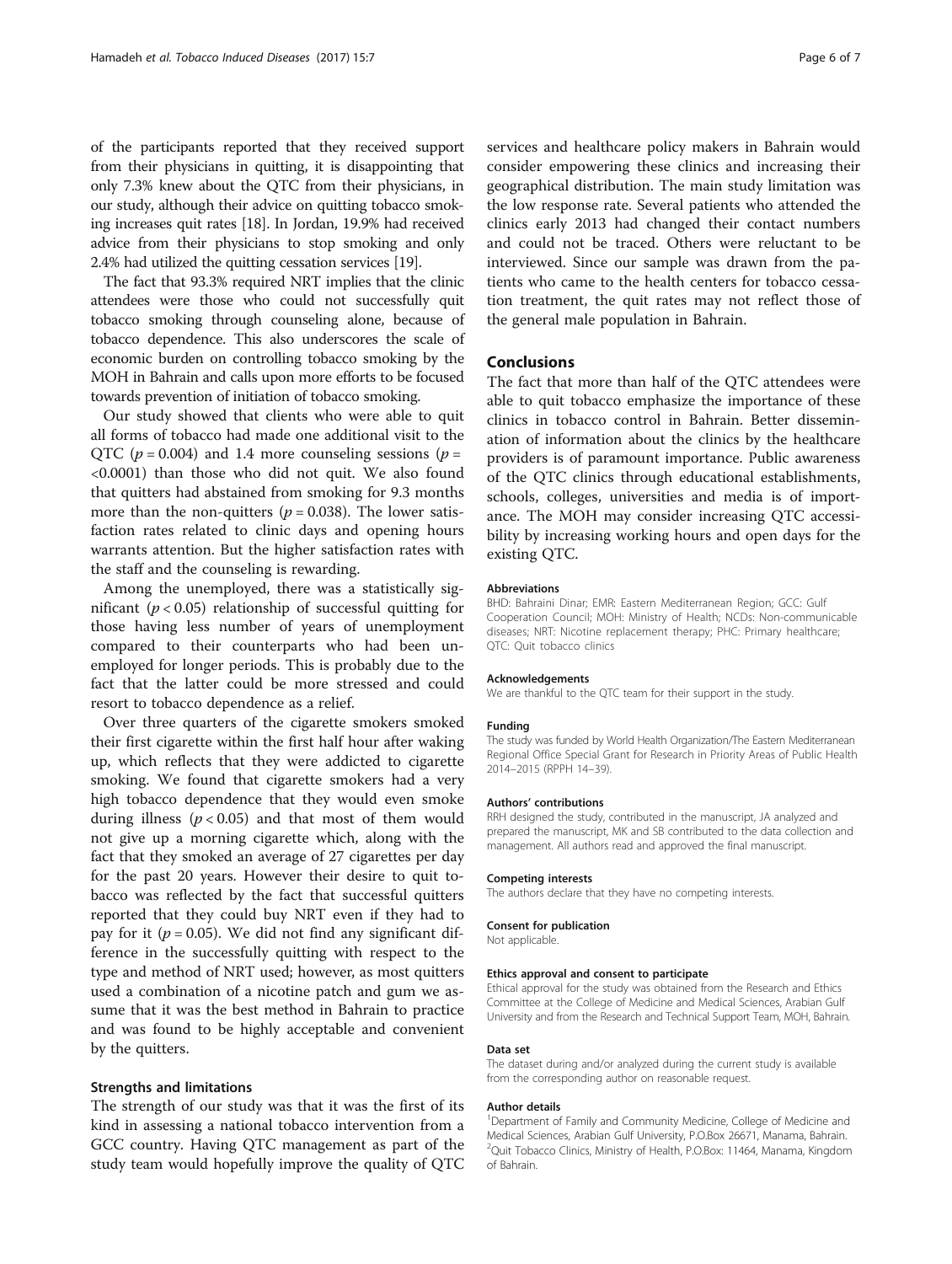of the participants reported that they received support from their physicians in quitting, it is disappointing that only 7.3% knew about the QTC from their physicians, in our study, although their advice on quitting tobacco smoking increases quit rates [18]. In Jordan, 19.9% had received advice from their physicians to stop smoking and only 2.4% had utilized the quitting cessation services [19].

The fact that 93.3% required NRT implies that the clinic attendees were those who could not successfully quit tobacco smoking through counseling alone, because of tobacco dependence. This also underscores the scale of economic burden on controlling tobacco smoking by the MOH in Bahrain and calls upon more efforts to be focused towards prevention of initiation of tobacco smoking.

Our study showed that clients who were able to quit all forms of tobacco had made one additional visit to the QTC ($p = 0.004$) and 1.4 more counseling sessions ($p = <0.0001$) than those who did not quit. We also found that quitters had abstained from smoking for 9.3 months more than the non-quitters ($p = 0.038$). The lower satisfaction rates related to clinic days and opening hours warrants attention. But the higher satisfaction rates with the staff and the counseling is rewarding.

Among the unemployed, there was a statistically significant ($p < 0.05$) relationship of successful quitting for those having less number of years of unemployment compared to their counterparts who had been unemployed for longer periods. This is probably due to the fact that the latter could be more stressed and could resort to tobacco dependence as a relief.

Over three quarters of the cigarette smokers smoked their first cigarette within the first half hour after waking up, which reflects that they were addicted to cigarette smoking. We found that cigarette smokers had a very high tobacco dependence that they would even smoke during illness ($p < 0.05$) and that most of them would not give up a morning cigarette which, along with the fact that they smoked an average of 27 cigarettes per day for the past 20 years. However their desire to quit tobacco was reflected by the fact that successful quitters reported that they could buy NRT even if they had to pay for it ($p = 0.05$). We did not find any significant difference in the successfully quitting with respect to the type and method of NRT used; however, as most quitters used a combination of a nicotine patch and gum we assume that it was the best method in Bahrain to practice and was found to be highly acceptable and convenient by the quitters.

### Strengths and limitations

The strength of our study was that it was the first of its kind in assessing a national tobacco intervention from a GCC country. Having QTC management as part of the study team would hopefully improve the quality of QTC services and healthcare policy makers in Bahrain would consider empowering these clinics and increasing their geographical distribution. The main study limitation was the low response rate. Several patients who attended the clinics early 2013 had changed their contact numbers and could not be traced. Others were reluctant to be interviewed. Since our sample was drawn from the patients who came to the health centers for tobacco cessation treatment, the quit rates may not reflect those of the general male population in Bahrain.

## Conclusions

The fact that more than half of the QTC attendees were able to quit tobacco emphasize the importance of these clinics in tobacco control in Bahrain. Better dissemination of information about the clinics by the healthcare providers is of paramount importance. Public awareness of the QTC clinics through educational establishments, schools, colleges, universities and media is of importance. The MOH may consider increasing QTC accessibility by increasing working hours and open days for the existing QTC.

#### Abbreviations

BHD: Bahraini Dinar; EMR: Eastern Mediterranean Region; GCC: Gulf Cooperation Council; MOH: Ministry of Health; NCDs: Non-communicable diseases; NRT: Nicotine replacement therapy; PHC: Primary healthcare; QTC: Quit tobacco clinics

#### Acknowledgements

We are thankful to the QTC team for their support in the study.

#### Funding

The study was funded by World Health Organization/The Eastern Mediterranean Regional Office Special Grant for Research in Priority Areas of Public Health 2014–2015 (RPPH 14–39).

#### Authors' contributions

RRH designed the study, contributed in the manuscript, JA analyzed and prepared the manuscript, MK and SB contributed to the data collection and management. All authors read and approved the final manuscript.

#### Competing interests

The authors declare that they have no competing interests.

#### Consent for publication

Not applicable.

#### Ethics approval and consent to participate

Ethical approval for the study was obtained from the Research and Ethics Committee at the College of Medicine and Medical Sciences, Arabian Gulf University and from the Research and Technical Support Team, MOH, Bahrain.

#### Data set

The dataset during and/or analyzed during the current study is available from the corresponding author on reasonable request.

#### Author details

[1]Department of Family and Community Medicine, College of Medicine and Medical Sciences, Arabian Gulf University, P.O.Box 26671, Manama, Bahrain. [2]Quit Tobacco Clinics, Ministry of Health, P.O.Box: 11464, Manama, Kingdom of Bahrain.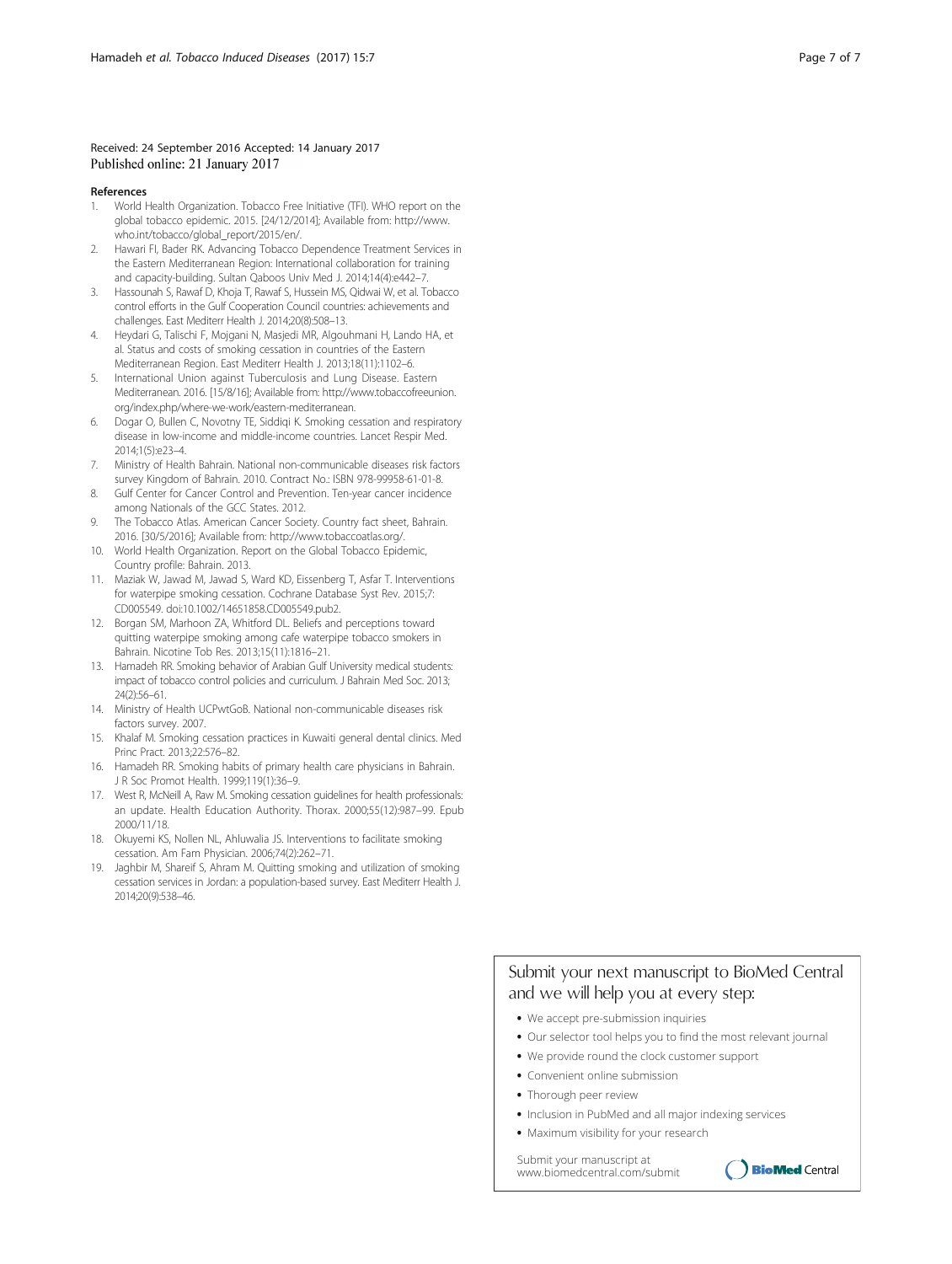Received: 24 September 2016 Accepted: 14 January 2017
Published online: 21 January 2017

## References

1. World Health Organization. Tobacco Free Initiative (TFI). WHO report on the global tobacco epidemic. 2015. [24/12/2014]; Available from: http://www.who.int/tobacco/global_report/2015/en/.
2. Hawari FI, Bader RK. Advancing Tobacco Dependence Treatment Services in the Eastern Mediterranean Region: International collaboration for training and capacity-building. Sultan Qaboos Univ Med J. 2014;14(4):e442–7.
3. Hassounah S, Rawaf D, Khoja T, Rawaf S, Hussein MS, Qidwai W, et al. Tobacco control efforts in the Gulf Cooperation Council countries: achievements and challenges. East Mediterr Health J. 2014;20(8):508–13.
4. Heydari G, Talischi F, Mojgani N, Masjedi MR, Algouhmani H, Lando HA, et al. Status and costs of smoking cessation in countries of the Eastern Mediterranean Region. East Mediterr Health J. 2013;18(11):1102–6.
5. International Union against Tuberculosis and Lung Disease. Eastern Mediterranean. 2016. [15/8/16]; Available from: http://www.tobaccofreeunion.org/index.php/where-we-work/eastern-mediterranean.
6. Dogar O, Bullen C, Novotny TE, Siddiqi K. Smoking cessation and respiratory disease in low-income and middle-income countries. Lancet Respir Med. 2014;1(5):e23–4.
7. Ministry of Health Bahrain. National non-communicable diseases risk factors survey Kingdom of Bahrain. 2010. Contract No.: ISBN 978-99958-61-01-8.
8. Gulf Center for Cancer Control and Prevention. Ten-year cancer incidence among Nationals of the GCC States. 2012.
9. The Tobacco Atlas. American Cancer Society. Country fact sheet, Bahrain. 2016. [30/5/2016]; Available from: http://www.tobaccoatlas.org/.
10. World Health Organization. Report on the Global Tobacco Epidemic, Country profile: Bahrain. 2013.
11. Maziak W, Jawad M, Jawad S, Ward KD, Eissenberg T, Asfar T. Interventions for waterpipe smoking cessation. Cochrane Database Syst Rev. 2015;7:CD005549. doi:10.1002/14651858.CD005549.pub2.
12. Borgan SM, Marhoon ZA, Whitford DL. Beliefs and perceptions toward quitting waterpipe smoking among cafe waterpipe tobacco smokers in Bahrain. Nicotine Tob Res. 2013;15(11):1816–21.
13. Hamadeh RR. Smoking behavior of Arabian Gulf University medical students: impact of tobacco control policies and curriculum. J Bahrain Med Soc. 2013;24(2):56–61.
14. Ministry of Health UCPwtGoB. National non-communicable diseases risk factors survey. 2007.
15. Khalaf M. Smoking cessation practices in Kuwaiti general dental clinics. Med Princ Pract. 2013;22:576–82.
16. Hamadeh RR. Smoking habits of primary health care physicians in Bahrain. J R Soc Promot Health. 1999;119(1):36–9.
17. West R, McNeill A, Raw M. Smoking cessation guidelines for health professionals: an update. Health Education Authority. Thorax. 2000;55(12):987–99. Epub 2000/11/18.
18. Okuyemi KS, Nollen NL, Ahluwalia JS. Interventions to facilitate smoking cessation. Am Fam Physician. 2006;74(2):262–71.
19. Jaghbir M, Shareif S, Ahram M. Quitting smoking and utilization of smoking cessation services in Jordan: a population-based survey. East Mediterr Health J. 2014;20(9):538–46.

Submit your next manuscript to BioMed Central and we will help you at every step:

- We accept pre-submission inquiries
- Our selector tool helps you to find the most relevant journal
- We provide round the clock customer support
- Convenient online submission
- Thorough peer review
- Inclusion in PubMed and all major indexing services
- Maximum visibility for your research

Submit your manuscript at
www.biomedcentral.com/submit

BioMed Central